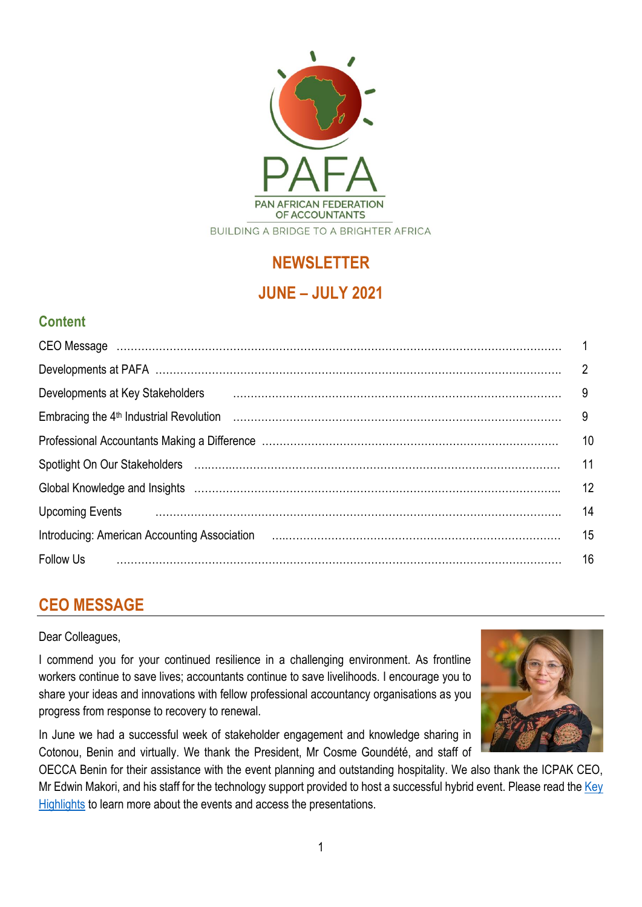PAFA

PAN AFRICAN FEDERATION OF ACCOUNTANTS

BUILDING A BRIDGE TO A BRIGHTER AFRICA

# NEWSLETTER

# JUNE – JULY 2021

## Content

| | |
|---|---|
| CEO Message | 1 |
| Developments at PAFA | 2 |
| Developments at Key Stakeholders | 9 |
| Embracing the 4th Industrial Revolution | 9 |
| Professional Accountants Making a Difference | 10 |
| Spotlight On Our Stakeholders | 11 |
| Global Knowledge and Insights | 12 |
| Upcoming Events | 14 |
| Introducing: American Accounting Association | 15 |
| Follow Us | 16 |

## CEO MESSAGE

Dear Colleagues,

I commend you for your continued resilience in a challenging environment. As frontline workers continue to save lives; accountants continue to save livelihoods. I encourage you to share your ideas and innovations with fellow professional accountancy organisations as you progress from response to recovery to renewal.

In June we had a successful week of stakeholder engagement and knowledge sharing in Cotonou, Benin and virtually. We thank the President, Mr Cosme Goundété, and staff of OECCA Benin for their assistance with the event planning and outstanding hospitality. We also thank the ICPAK CEO, Mr Edwin Makori, and his staff for the technology support provided to host a successful hybrid event. Please read the Key Highlights to learn more about the events and access the presentations.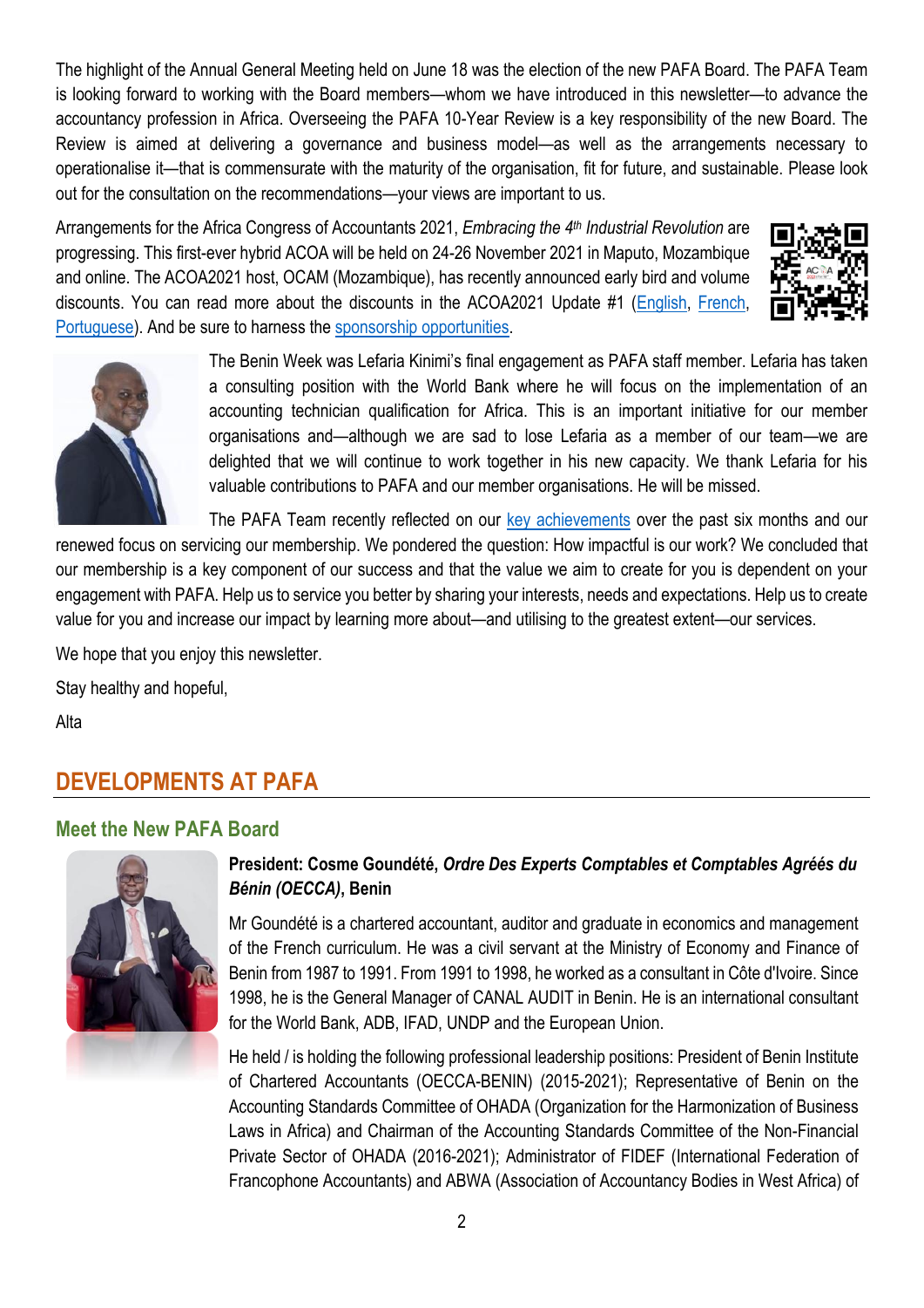The highlight of the Annual General Meeting held on June 18 was the election of the new PAFA Board. The PAFA Team is looking forward to working with the Board members—whom we have introduced in this newsletter—to advance the accountancy profession in Africa. Overseeing the PAFA 10-Year Review is a key responsibility of the new Board. The Review is aimed at delivering a governance and business model—as well as the arrangements necessary to operationalise it—that is commensurate with the maturity of the organisation, fit for future, and sustainable. Please look out for the consultation on the recommendations—your views are important to us.

Arrangements for the Africa Congress of Accountants 2021, *Embracing the 4th Industrial Revolution* are progressing. This first-ever hybrid ACOA will be held on 24-26 November 2021 in Maputo, Mozambique and online. The ACOA2021 host, OCAM (Mozambique), has recently announced early bird and volume discounts. You can read more about the discounts in the ACOA2021 Update #1 (English, French, Portuguese). And be sure to harness the sponsorship opportunities.

The Benin Week was Lefaria Kinimi's final engagement as PAFA staff member. Lefaria has taken a consulting position with the World Bank where he will focus on the implementation of an accounting technician qualification for Africa. This is an important initiative for our member organisations and—although we are sad to lose Lefaria as a member of our team—we are delighted that we will continue to work together in his new capacity. We thank Lefaria for his valuable contributions to PAFA and our member organisations. He will be missed.

The PAFA Team recently reflected on our key achievements over the past six months and our renewed focus on servicing our membership. We pondered the question: How impactful is our work? We concluded that our membership is a key component of our success and that the value we aim to create for you is dependent on your engagement with PAFA. Help us to service you better by sharing your interests, needs and expectations. Help us to create value for you and increase our impact by learning more about—and utilising to the greatest extent—our services.

We hope that you enjoy this newsletter.

Stay healthy and hopeful,

Alta

## DEVELOPMENTS AT PAFA

### Meet the New PAFA Board

**President: Cosme Goundété, *Ordre Des Experts Comptables et Comptables Agréés du Bénin (OECCA)*, Benin**

Mr Goundété is a chartered accountant, auditor and graduate in economics and management of the French curriculum. He was a civil servant at the Ministry of Economy and Finance of Benin from 1987 to 1991. From 1991 to 1998, he worked as a consultant in Côte d'Ivoire. Since 1998, he is the General Manager of CANAL AUDIT in Benin. He is an international consultant for the World Bank, ADB, IFAD, UNDP and the European Union.

He held / is holding the following professional leadership positions: President of Benin Institute of Chartered Accountants (OECCA-BENIN) (2015-2021); Representative of Benin on the Accounting Standards Committee of OHADA (Organization for the Harmonization of Business Laws in Africa) and Chairman of the Accounting Standards Committee of the Non-Financial Private Sector of OHADA (2016-2021); Administrator of FIDEF (International Federation of Francophone Accountants) and ABWA (Association of Accountancy Bodies in West Africa) of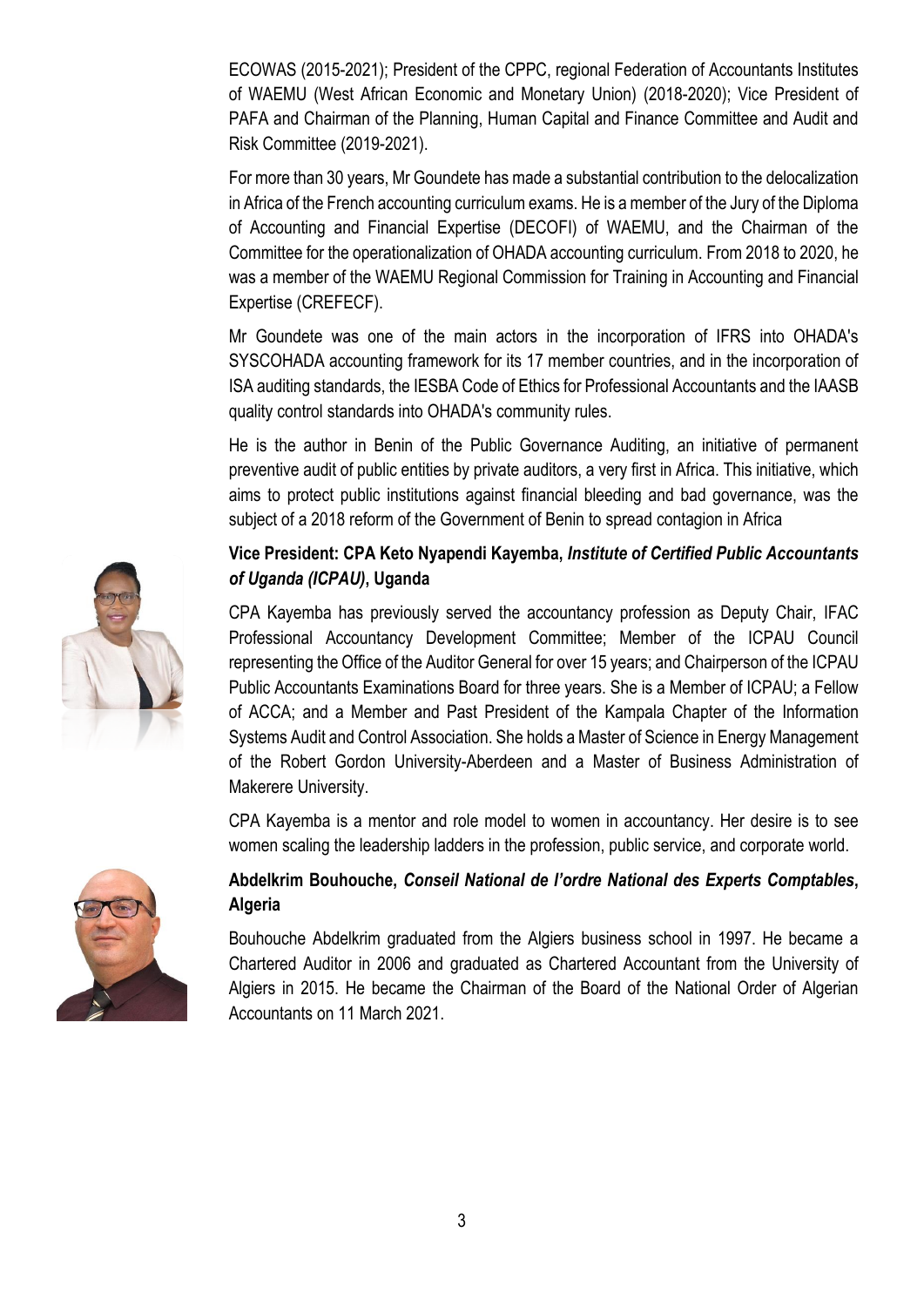ECOWAS (2015-2021); President of the CPPC, regional Federation of Accountants Institutes of WAEMU (West African Economic and Monetary Union) (2018-2020); Vice President of PAFA and Chairman of the Planning, Human Capital and Finance Committee and Audit and Risk Committee (2019-2021).

For more than 30 years, Mr Goundete has made a substantial contribution to the delocalization in Africa of the French accounting curriculum exams. He is a member of the Jury of the Diploma of Accounting and Financial Expertise (DECOFI) of WAEMU, and the Chairman of the Committee for the operationalization of OHADA accounting curriculum. From 2018 to 2020, he was a member of the WAEMU Regional Commission for Training in Accounting and Financial Expertise (CREFECF).

Mr Goundete was one of the main actors in the incorporation of IFRS into OHADA's SYSCOHADA accounting framework for its 17 member countries, and in the incorporation of ISA auditing standards, the IESBA Code of Ethics for Professional Accountants and the IAASB quality control standards into OHADA's community rules.

He is the author in Benin of the Public Governance Auditing, an initiative of permanent preventive audit of public entities by private auditors, a very first in Africa. This initiative, which aims to protect public institutions against financial bleeding and bad governance, was the subject of a 2018 reform of the Government of Benin to spread contagion in Africa

**Vice President: CPA Keto Nyapendi Kayemba, *Institute of Certified Public Accountants of Uganda (ICPAU)*, Uganda**

CPA Kayemba has previously served the accountancy profession as Deputy Chair, IFAC Professional Accountancy Development Committee; Member of the ICPAU Council representing the Office of the Auditor General for over 15 years; and Chairperson of the ICPAU Public Accountants Examinations Board for three years. She is a Member of ICPAU; a Fellow of ACCA; and a Member and Past President of the Kampala Chapter of the Information Systems Audit and Control Association. She holds a Master of Science in Energy Management of the Robert Gordon University-Aberdeen and a Master of Business Administration of Makerere University.

CPA Kayemba is a mentor and role model to women in accountancy. Her desire is to see women scaling the leadership ladders in the profession, public service, and corporate world.

**Abdelkrim Bouhouche, *Conseil National de l'ordre National des Experts Comptables*, Algeria**

Bouhouche Abdelkrim graduated from the Algiers business school in 1997. He became a Chartered Auditor in 2006 and graduated as Chartered Accountant from the University of Algiers in 2015. He became the Chairman of the Board of the National Order of Algerian Accountants on 11 March 2021.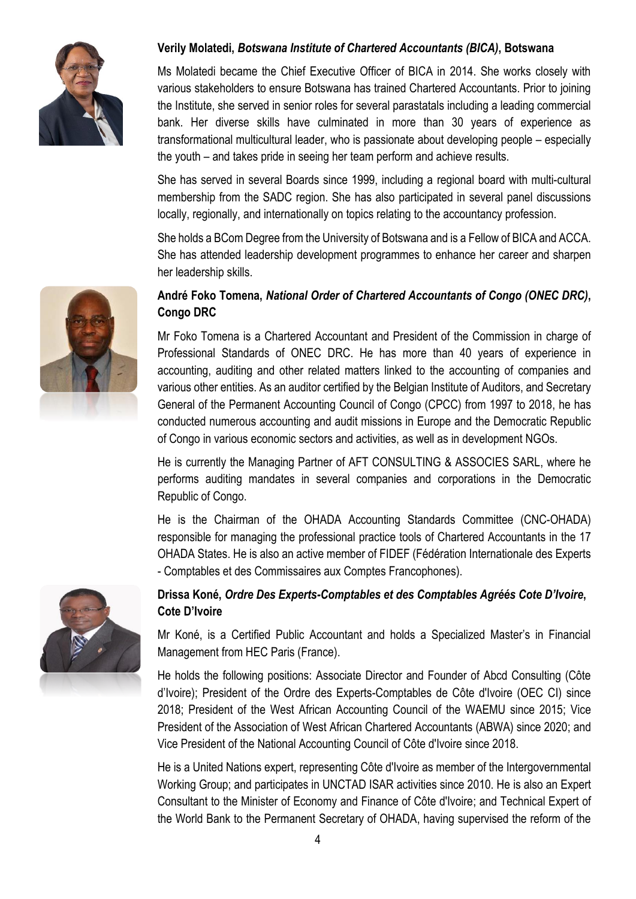**Verily Molatedi, *Botswana Institute of Chartered Accountants (BICA)*, Botswana**

Ms Molatedi became the Chief Executive Officer of BICA in 2014. She works closely with various stakeholders to ensure Botswana has trained Chartered Accountants. Prior to joining the Institute, she served in senior roles for several parastatals including a leading commercial bank. Her diverse skills have culminated in more than 30 years of experience as transformational multicultural leader, who is passionate about developing people – especially the youth – and takes pride in seeing her team perform and achieve results.

She has served in several Boards since 1999, including a regional board with multi-cultural membership from the SADC region. She has also participated in several panel discussions locally, regionally, and internationally on topics relating to the accountancy profession.

She holds a BCom Degree from the University of Botswana and is a Fellow of BICA and ACCA. She has attended leadership development programmes to enhance her career and sharpen her leadership skills.

**André Foko Tomena, *National Order of Chartered Accountants of Congo (ONEC DRC)*, Congo DRC**

Mr Foko Tomena is a Chartered Accountant and President of the Commission in charge of Professional Standards of ONEC DRC. He has more than 40 years of experience in accounting, auditing and other related matters linked to the accounting of companies and various other entities. As an auditor certified by the Belgian Institute of Auditors, and Secretary General of the Permanent Accounting Council of Congo (CPCC) from 1997 to 2018, he has conducted numerous accounting and audit missions in Europe and the Democratic Republic of Congo in various economic sectors and activities, as well as in development NGOs.

He is currently the Managing Partner of AFT CONSULTING & ASSOCIES SARL, where he performs auditing mandates in several companies and corporations in the Democratic Republic of Congo.

He is the Chairman of the OHADA Accounting Standards Committee (CNC-OHADA) responsible for managing the professional practice tools of Chartered Accountants in the 17 OHADA States. He is also an active member of FIDEF (Fédération Internationale des Experts - Comptables et des Commissaires aux Comptes Francophones).

**Drissa Koné, *Ordre Des Experts-Comptables et des Comptables Agréés Cote D'Ivoire*, Cote D'Ivoire**

Mr Koné, is a Certified Public Accountant and holds a Specialized Master's in Financial Management from HEC Paris (France).

He holds the following positions: Associate Director and Founder of Abcd Consulting (Côte d'Ivoire); President of the Ordre des Experts-Comptables de Côte d'Ivoire (OEC CI) since 2018; President of the West African Accounting Council of the WAEMU since 2015; Vice President of the Association of West African Chartered Accountants (ABWA) since 2020; and Vice President of the National Accounting Council of Côte d'Ivoire since 2018.

He is a United Nations expert, representing Côte d'Ivoire as member of the Intergovernmental Working Group; and participates in UNCTAD ISAR activities since 2010. He is also an Expert Consultant to the Minister of Economy and Finance of Côte d'Ivoire; and Technical Expert of the World Bank to the Permanent Secretary of OHADA, having supervised the reform of the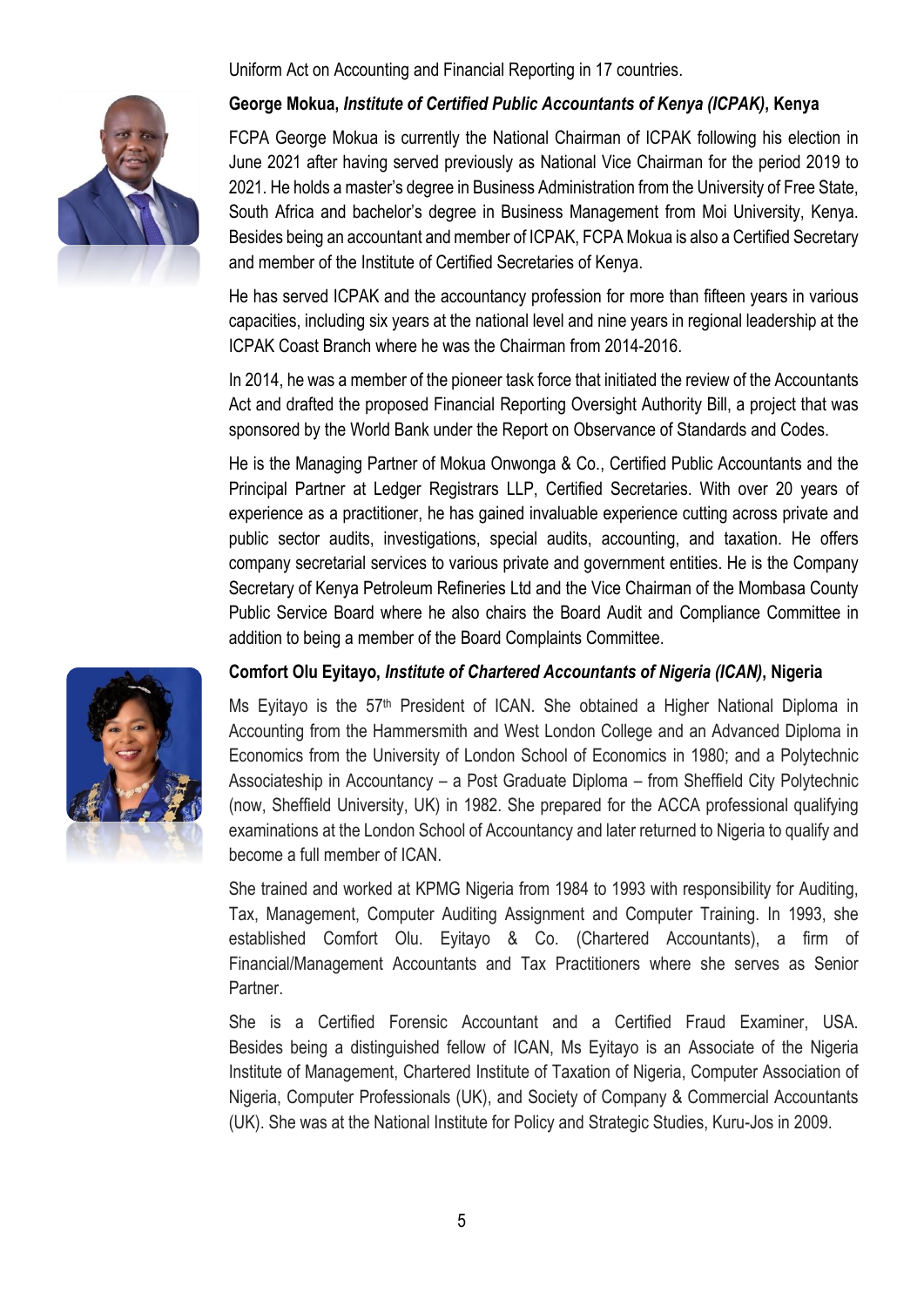Uniform Act on Accounting and Financial Reporting in 17 countries.

**George Mokua, *Institute of Certified Public Accountants of Kenya (ICPAK)*, Kenya**

FCPA George Mokua is currently the National Chairman of ICPAK following his election in June 2021 after having served previously as National Vice Chairman for the period 2019 to 2021. He holds a master's degree in Business Administration from the University of Free State, South Africa and bachelor's degree in Business Management from Moi University, Kenya. Besides being an accountant and member of ICPAK, FCPA Mokua is also a Certified Secretary and member of the Institute of Certified Secretaries of Kenya.

He has served ICPAK and the accountancy profession for more than fifteen years in various capacities, including six years at the national level and nine years in regional leadership at the ICPAK Coast Branch where he was the Chairman from 2014-2016.

In 2014, he was a member of the pioneer task force that initiated the review of the Accountants Act and drafted the proposed Financial Reporting Oversight Authority Bill, a project that was sponsored by the World Bank under the Report on Observance of Standards and Codes.

He is the Managing Partner of Mokua Onwonga & Co., Certified Public Accountants and the Principal Partner at Ledger Registrars LLP, Certified Secretaries. With over 20 years of experience as a practitioner, he has gained invaluable experience cutting across private and public sector audits, investigations, special audits, accounting, and taxation. He offers company secretarial services to various private and government entities. He is the Company Secretary of Kenya Petroleum Refineries Ltd and the Vice Chairman of the Mombasa County Public Service Board where he also chairs the Board Audit and Compliance Committee in addition to being a member of the Board Complaints Committee.

**Comfort Olu Eyitayo, *Institute of Chartered Accountants of Nigeria (ICAN)*, Nigeria**

Ms Eyitayo is the 57th President of ICAN. She obtained a Higher National Diploma in Accounting from the Hammersmith and West London College and an Advanced Diploma in Economics from the University of London School of Economics in 1980; and a Polytechnic Associateship in Accountancy – a Post Graduate Diploma – from Sheffield City Polytechnic (now, Sheffield University, UK) in 1982. She prepared for the ACCA professional qualifying examinations at the London School of Accountancy and later returned to Nigeria to qualify and become a full member of ICAN.

She trained and worked at KPMG Nigeria from 1984 to 1993 with responsibility for Auditing, Tax, Management, Computer Auditing Assignment and Computer Training. In 1993, she established Comfort Olu. Eyitayo & Co. (Chartered Accountants), a firm of Financial/Management Accountants and Tax Practitioners where she serves as Senior Partner.

She is a Certified Forensic Accountant and a Certified Fraud Examiner, USA. Besides being a distinguished fellow of ICAN, Ms Eyitayo is an Associate of the Nigeria Institute of Management, Chartered Institute of Taxation of Nigeria, Computer Association of Nigeria, Computer Professionals (UK), and Society of Company & Commercial Accountants (UK). She was at the National Institute for Policy and Strategic Studies, Kuru-Jos in 2009.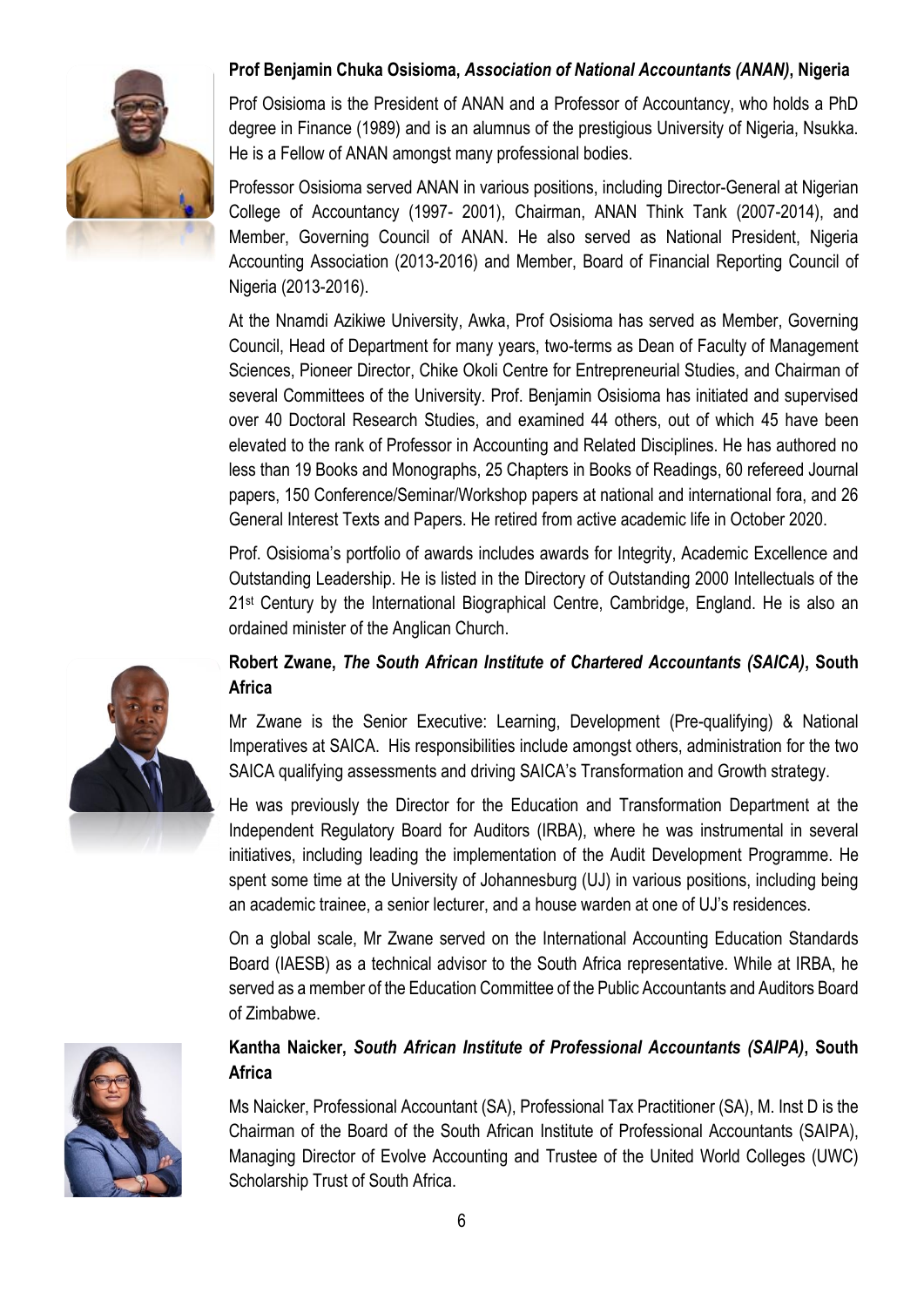**Prof Benjamin Chuka Osisioma, *Association of National Accountants (ANAN)*, Nigeria**

Prof Osisioma is the President of ANAN and a Professor of Accountancy, who holds a PhD degree in Finance (1989) and is an alumnus of the prestigious University of Nigeria, Nsukka. He is a Fellow of ANAN amongst many professional bodies.

Professor Osisioma served ANAN in various positions, including Director-General at Nigerian College of Accountancy (1997- 2001), Chairman, ANAN Think Tank (2007-2014), and Member, Governing Council of ANAN. He also served as National President, Nigeria Accounting Association (2013-2016) and Member, Board of Financial Reporting Council of Nigeria (2013-2016).

At the Nnamdi Azikiwe University, Awka, Prof Osisioma has served as Member, Governing Council, Head of Department for many years, two-terms as Dean of Faculty of Management Sciences, Pioneer Director, Chike Okoli Centre for Entrepreneurial Studies, and Chairman of several Committees of the University. Prof. Benjamin Osisioma has initiated and supervised over 40 Doctoral Research Studies, and examined 44 others, out of which 45 have been elevated to the rank of Professor in Accounting and Related Disciplines. He has authored no less than 19 Books and Monographs, 25 Chapters in Books of Readings, 60 refereed Journal papers, 150 Conference/Seminar/Workshop papers at national and international fora, and 26 General Interest Texts and Papers. He retired from active academic life in October 2020.

Prof. Osisioma's portfolio of awards includes awards for Integrity, Academic Excellence and Outstanding Leadership. He is listed in the Directory of Outstanding 2000 Intellectuals of the 21st Century by the International Biographical Centre, Cambridge, England. He is also an ordained minister of the Anglican Church.

**Robert Zwane, *The South African Institute of Chartered Accountants (SAICA)*, South Africa**

Mr Zwane is the Senior Executive: Learning, Development (Pre-qualifying) & National Imperatives at SAICA. His responsibilities include amongst others, administration for the two SAICA qualifying assessments and driving SAICA's Transformation and Growth strategy.

He was previously the Director for the Education and Transformation Department at the Independent Regulatory Board for Auditors (IRBA), where he was instrumental in several initiatives, including leading the implementation of the Audit Development Programme. He spent some time at the University of Johannesburg (UJ) in various positions, including being an academic trainee, a senior lecturer, and a house warden at one of UJ's residences.

On a global scale, Mr Zwane served on the International Accounting Education Standards Board (IAESB) as a technical advisor to the South Africa representative. While at IRBA, he served as a member of the Education Committee of the Public Accountants and Auditors Board of Zimbabwe.

**Kantha Naicker, *South African Institute of Professional Accountants (SAIPA)*, South Africa**

Ms Naicker, Professional Accountant (SA), Professional Tax Practitioner (SA), M. Inst D is the Chairman of the Board of the South African Institute of Professional Accountants (SAIPA), Managing Director of Evolve Accounting and Trustee of the United World Colleges (UWC) Scholarship Trust of South Africa.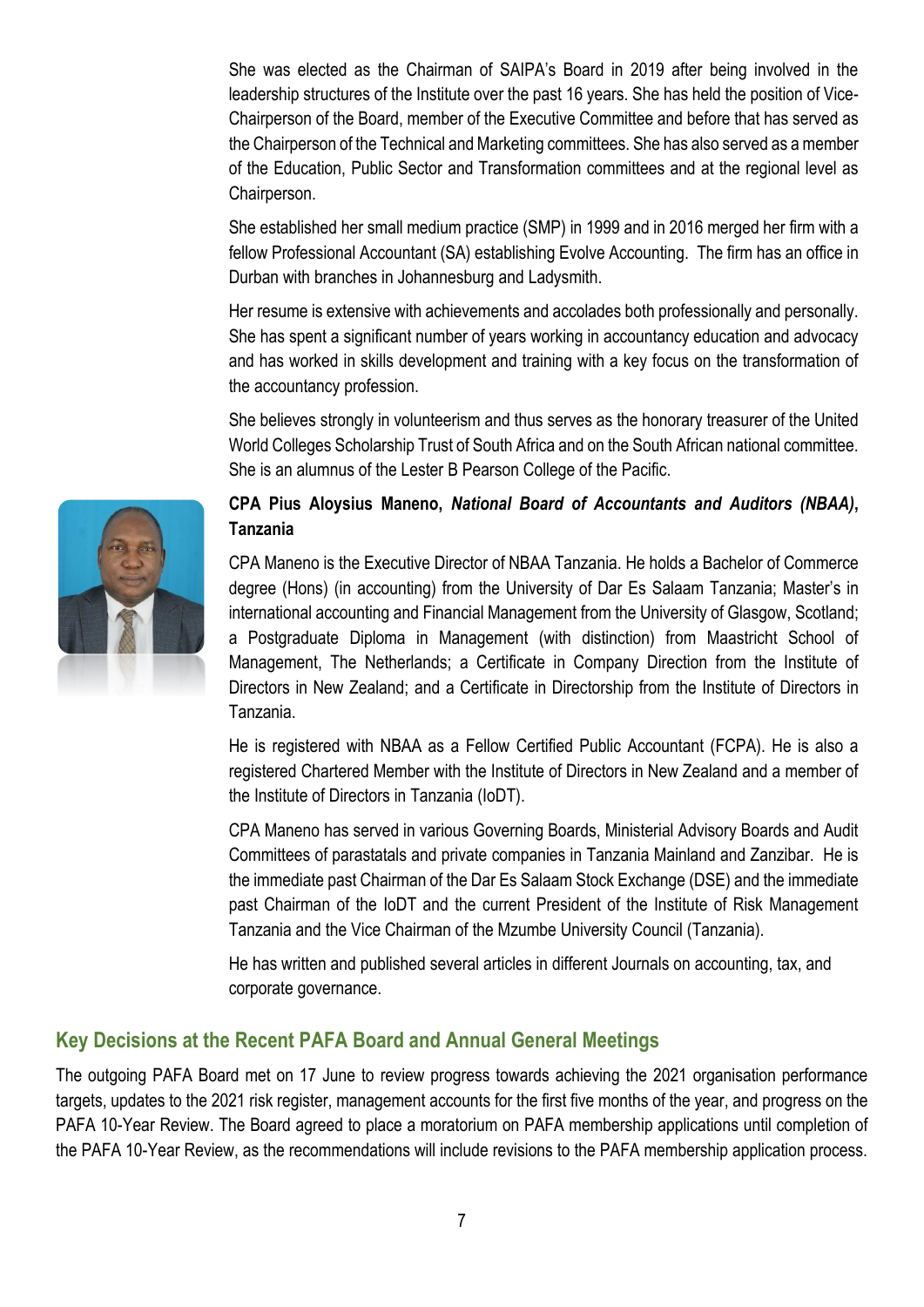She was elected as the Chairman of SAIPA's Board in 2019 after being involved in the leadership structures of the Institute over the past 16 years. She has held the position of Vice-Chairperson of the Board, member of the Executive Committee and before that has served as the Chairperson of the Technical and Marketing committees. She has also served as a member of the Education, Public Sector and Transformation committees and at the regional level as Chairperson.

She established her small medium practice (SMP) in 1999 and in 2016 merged her firm with a fellow Professional Accountant (SA) establishing Evolve Accounting. The firm has an office in Durban with branches in Johannesburg and Ladysmith.

Her resume is extensive with achievements and accolades both professionally and personally. She has spent a significant number of years working in accountancy education and advocacy and has worked in skills development and training with a key focus on the transformation of the accountancy profession.

She believes strongly in volunteerism and thus serves as the honorary treasurer of the United World Colleges Scholarship Trust of South Africa and on the South African national committee. She is an alumnus of the Lester B Pearson College of the Pacific.

**CPA Pius Aloysius Maneno, *National Board of Accountants and Auditors (NBAA)*, Tanzania**

CPA Maneno is the Executive Director of NBAA Tanzania. He holds a Bachelor of Commerce degree (Hons) (in accounting) from the University of Dar Es Salaam Tanzania; Master's in international accounting and Financial Management from the University of Glasgow, Scotland; a Postgraduate Diploma in Management (with distinction) from Maastricht School of Management, The Netherlands; a Certificate in Company Direction from the Institute of Directors in New Zealand; and a Certificate in Directorship from the Institute of Directors in Tanzania.

He is registered with NBAA as a Fellow Certified Public Accountant (FCPA). He is also a registered Chartered Member with the Institute of Directors in New Zealand and a member of the Institute of Directors in Tanzania (IoDT).

CPA Maneno has served in various Governing Boards, Ministerial Advisory Boards and Audit Committees of parastatals and private companies in Tanzania Mainland and Zanzibar. He is the immediate past Chairman of the Dar Es Salaam Stock Exchange (DSE) and the immediate past Chairman of the IoDT and the current President of the Institute of Risk Management Tanzania and the Vice Chairman of the Mzumbe University Council (Tanzania).

He has written and published several articles in different Journals on accounting, tax, and corporate governance.

## Key Decisions at the Recent PAFA Board and Annual General Meetings

The outgoing PAFA Board met on 17 June to review progress towards achieving the 2021 organisation performance targets, updates to the 2021 risk register, management accounts for the first five months of the year, and progress on the PAFA 10-Year Review. The Board agreed to place a moratorium on PAFA membership applications until completion of the PAFA 10-Year Review, as the recommendations will include revisions to the PAFA membership application process.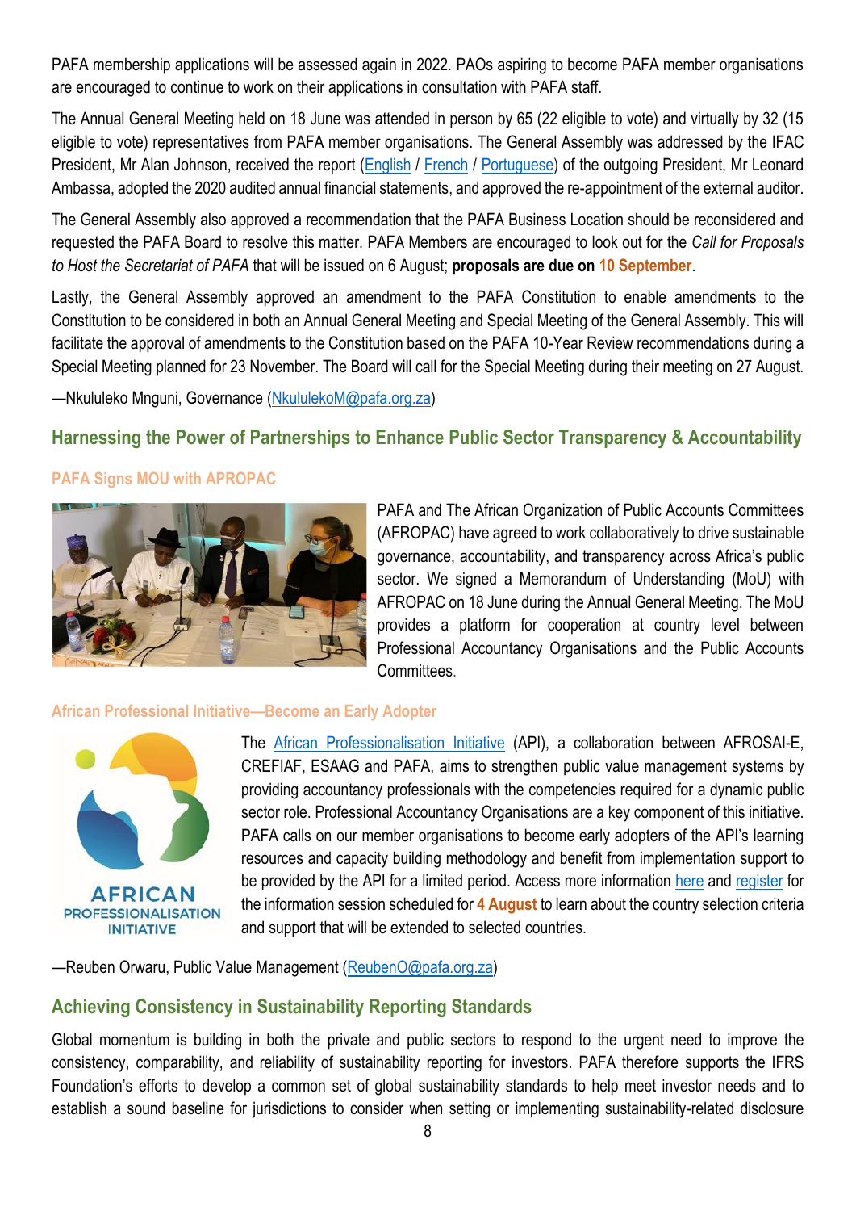PAFA membership applications will be assessed again in 2022. PAOs aspiring to become PAFA member organisations are encouraged to continue to work on their applications in consultation with PAFA staff.

The Annual General Meeting held on 18 June was attended in person by 65 (22 eligible to vote) and virtually by 32 (15 eligible to vote) representatives from PAFA member organisations. The General Assembly was addressed by the IFAC President, Mr Alan Johnson, received the report (English / French / Portuguese) of the outgoing President, Mr Leonard Ambassa, adopted the 2020 audited annual financial statements, and approved the re-appointment of the external auditor.

The General Assembly also approved a recommendation that the PAFA Business Location should be reconsidered and requested the PAFA Board to resolve this matter. PAFA Members are encouraged to look out for the *Call for Proposals to Host the Secretariat of PAFA* that will be issued on 6 August; **proposals are due on 10 September**.

Lastly, the General Assembly approved an amendment to the PAFA Constitution to enable amendments to the Constitution to be considered in both an Annual General Meeting and Special Meeting of the General Assembly. This will facilitate the approval of amendments to the Constitution based on the PAFA 10-Year Review recommendations during a Special Meeting planned for 23 November. The Board will call for the Special Meeting during their meeting on 27 August.

—Nkululeko Mnguni, Governance (NkululekoM@pafa.org.za)

## Harnessing the Power of Partnerships to Enhance Public Sector Transparency & Accountability

### PAFA Signs MOU with APROPAC

PAFA and The African Organization of Public Accounts Committees (AFROPAC) have agreed to work collaboratively to drive sustainable governance, accountability, and transparency across Africa's public sector. We signed a Memorandum of Understanding (MoU) with AFROPAC on 18 June during the Annual General Meeting. The MoU provides a platform for cooperation at country level between Professional Accountancy Organisations and the Public Accounts Committees.

### African Professional Initiative—Become an Early Adopter

The African Professionalisation Initiative (API), a collaboration between AFROSAI-E, CREFIAF, ESAAG and PAFA, aims to strengthen public value management systems by providing accountancy professionals with the competencies required for a dynamic public sector role. Professional Accountancy Organisations are a key component of this initiative. PAFA calls on our member organisations to become early adopters of the API's learning resources and capacity building methodology and benefit from implementation support to be provided by the API for a limited period. Access more information here and register for the information session scheduled for **4 August** to learn about the country selection criteria and support that will be extended to selected countries.

—Reuben Orwaru, Public Value Management (ReubenO@pafa.org.za)

## Achieving Consistency in Sustainability Reporting Standards

Global momentum is building in both the private and public sectors to respond to the urgent need to improve the consistency, comparability, and reliability of sustainability reporting for investors. PAFA therefore supports the IFRS Foundation's efforts to develop a common set of global sustainability standards to help meet investor needs and to establish a sound baseline for jurisdictions to consider when setting or implementing sustainability-related disclosure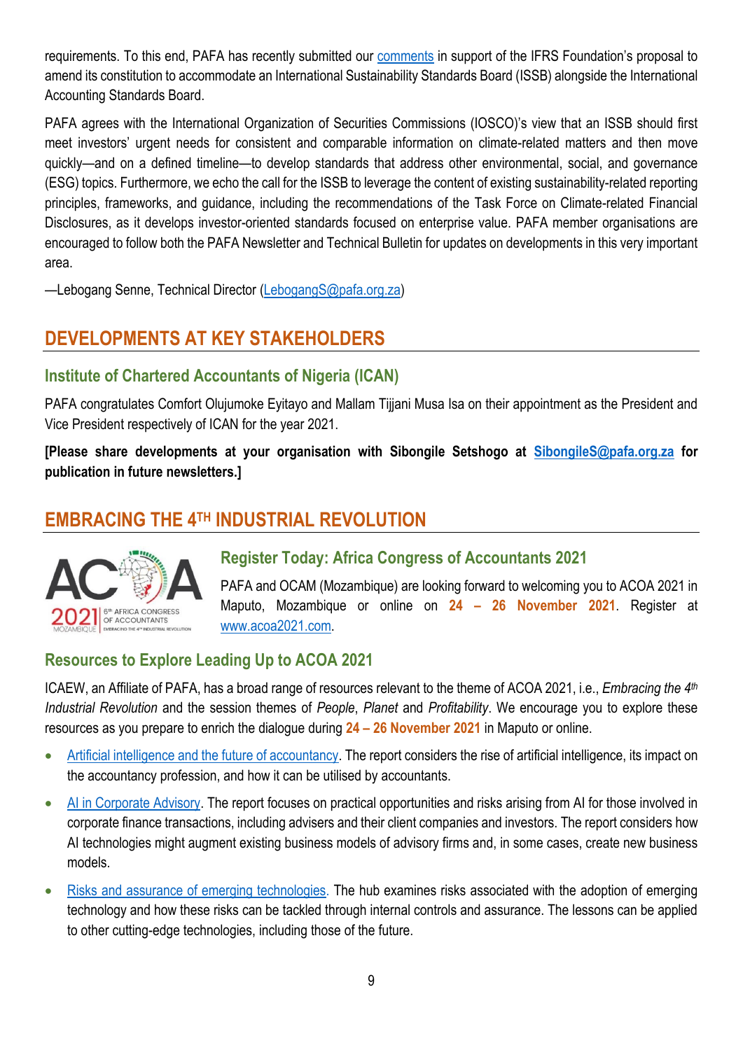requirements. To this end, PAFA has recently submitted our comments in support of the IFRS Foundation's proposal to amend its constitution to accommodate an International Sustainability Standards Board (ISSB) alongside the International Accounting Standards Board.

PAFA agrees with the International Organization of Securities Commissions (IOSCO)'s view that an ISSB should first meet investors' urgent needs for consistent and comparable information on climate-related matters and then move quickly—and on a defined timeline—to develop standards that address other environmental, social, and governance (ESG) topics. Furthermore, we echo the call for the ISSB to leverage the content of existing sustainability-related reporting principles, frameworks, and guidance, including the recommendations of the Task Force on Climate-related Financial Disclosures, as it develops investor-oriented standards focused on enterprise value. PAFA member organisations are encouraged to follow both the PAFA Newsletter and Technical Bulletin for updates on developments in this very important area.

—Lebogang Senne, Technical Director (LebogangS@pafa.org.za)

## DEVELOPMENTS AT KEY STAKEHOLDERS

### Institute of Chartered Accountants of Nigeria (ICAN)

PAFA congratulates Comfort Olujumoke Eyitayo and Mallam Tijjani Musa Isa on their appointment as the President and Vice President respectively of ICAN for the year 2021.

**[Please share developments at your organisation with Sibongile Setshogo at SibongileS@pafa.org.za for publication in future newsletters.]**

## EMBRACING THE 4TH INDUSTRIAL REVOLUTION

### Register Today: Africa Congress of Accountants 2021

PAFA and OCAM (Mozambique) are looking forward to welcoming you to ACOA 2021 in Maputo, Mozambique or online on **24 – 26 November 2021**. Register at www.acoa2021.com.

### Resources to Explore Leading Up to ACOA 2021

ICAEW, an Affiliate of PAFA, has a broad range of resources relevant to the theme of ACOA 2021, i.e., *Embracing the 4th Industrial Revolution* and the session themes of *People*, *Planet* and *Profitability*. We encourage you to explore these resources as you prepare to enrich the dialogue during **24 – 26 November 2021** in Maputo or online.

- Artificial intelligence and the future of accountancy. The report considers the rise of artificial intelligence, its impact on the accountancy profession, and how it can be utilised by accountants.
- AI in Corporate Advisory. The report focuses on practical opportunities and risks arising from AI for those involved in corporate finance transactions, including advisers and their client companies and investors. The report considers how AI technologies might augment existing business models of advisory firms and, in some cases, create new business models.
- Risks and assurance of emerging technologies. The hub examines risks associated with the adoption of emerging technology and how these risks can be tackled through internal controls and assurance. The lessons can be applied to other cutting-edge technologies, including those of the future.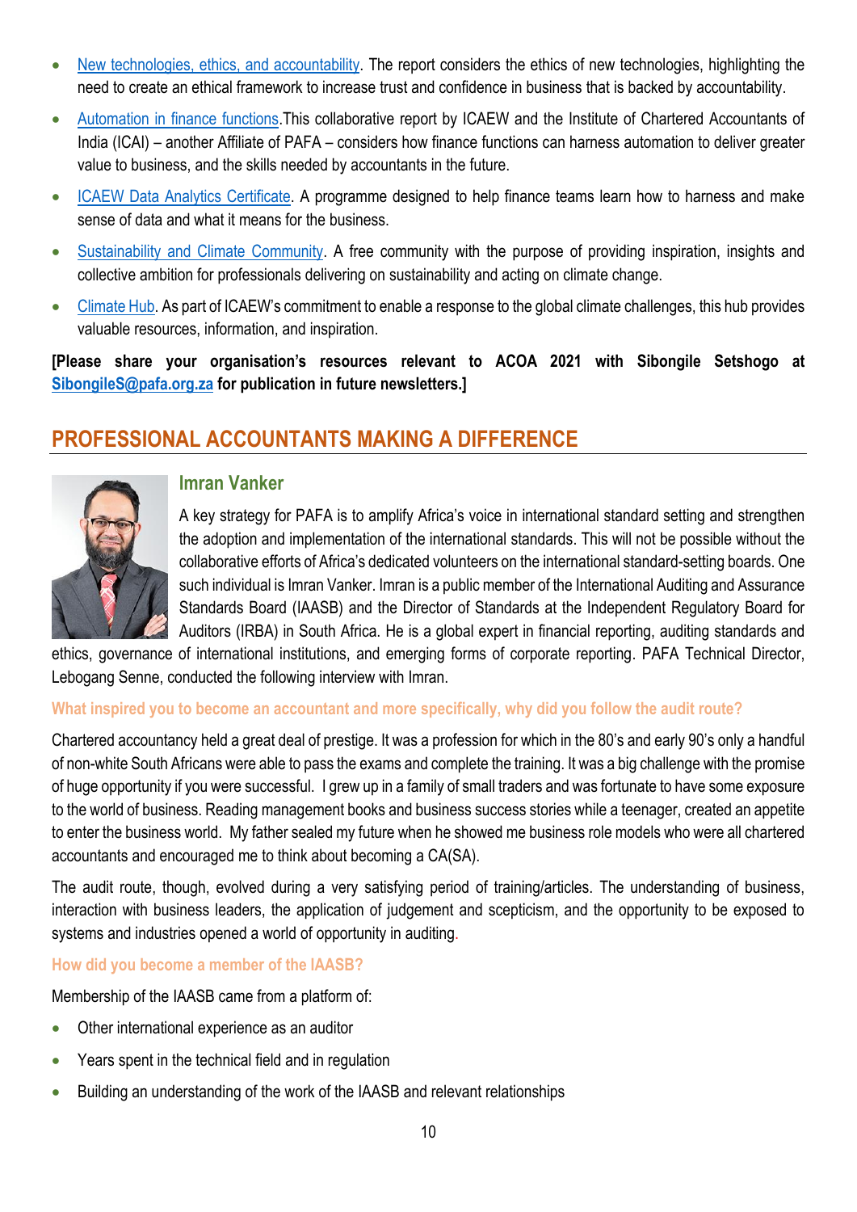- New technologies, ethics, and accountability. The report considers the ethics of new technologies, highlighting the need to create an ethical framework to increase trust and confidence in business that is backed by accountability.
- Automation in finance functions.This collaborative report by ICAEW and the Institute of Chartered Accountants of India (ICAI) – another Affiliate of PAFA – considers how finance functions can harness automation to deliver greater value to business, and the skills needed by accountants in the future.
- ICAEW Data Analytics Certificate. A programme designed to help finance teams learn how to harness and make sense of data and what it means for the business.
- Sustainability and Climate Community. A free community with the purpose of providing inspiration, insights and collective ambition for professionals delivering on sustainability and acting on climate change.
- Climate Hub. As part of ICAEW's commitment to enable a response to the global climate challenges, this hub provides valuable resources, information, and inspiration.

**[Please share your organisation's resources relevant to ACOA 2021 with Sibongile Setshogo at SibongileS@pafa.org.za for publication in future newsletters.]**

## PROFESSIONAL ACCOUNTANTS MAKING A DIFFERENCE

### Imran Vanker

A key strategy for PAFA is to amplify Africa's voice in international standard setting and strengthen the adoption and implementation of the international standards. This will not be possible without the collaborative efforts of Africa's dedicated volunteers on the international standard-setting boards. One such individual is Imran Vanker. Imran is a public member of the International Auditing and Assurance Standards Board (IAASB) and the Director of Standards at the Independent Regulatory Board for Auditors (IRBA) in South Africa. He is a global expert in financial reporting, auditing standards and ethics, governance of international institutions, and emerging forms of corporate reporting. PAFA Technical Director, Lebogang Senne, conducted the following interview with Imran.

**What inspired you to become an accountant and more specifically, why did you follow the audit route?**

Chartered accountancy held a great deal of prestige. It was a profession for which in the 80's and early 90's only a handful of non-white South Africans were able to pass the exams and complete the training. It was a big challenge with the promise of huge opportunity if you were successful. I grew up in a family of small traders and was fortunate to have some exposure to the world of business. Reading management books and business success stories while a teenager, created an appetite to enter the business world. My father sealed my future when he showed me business role models who were all chartered accountants and encouraged me to think about becoming a CA(SA).

The audit route, though, evolved during a very satisfying period of training/articles. The understanding of business, interaction with business leaders, the application of judgement and scepticism, and the opportunity to be exposed to systems and industries opened a world of opportunity in auditing.

**How did you become a member of the IAASB?**

Membership of the IAASB came from a platform of:

- Other international experience as an auditor
- Years spent in the technical field and in regulation
- Building an understanding of the work of the IAASB and relevant relationships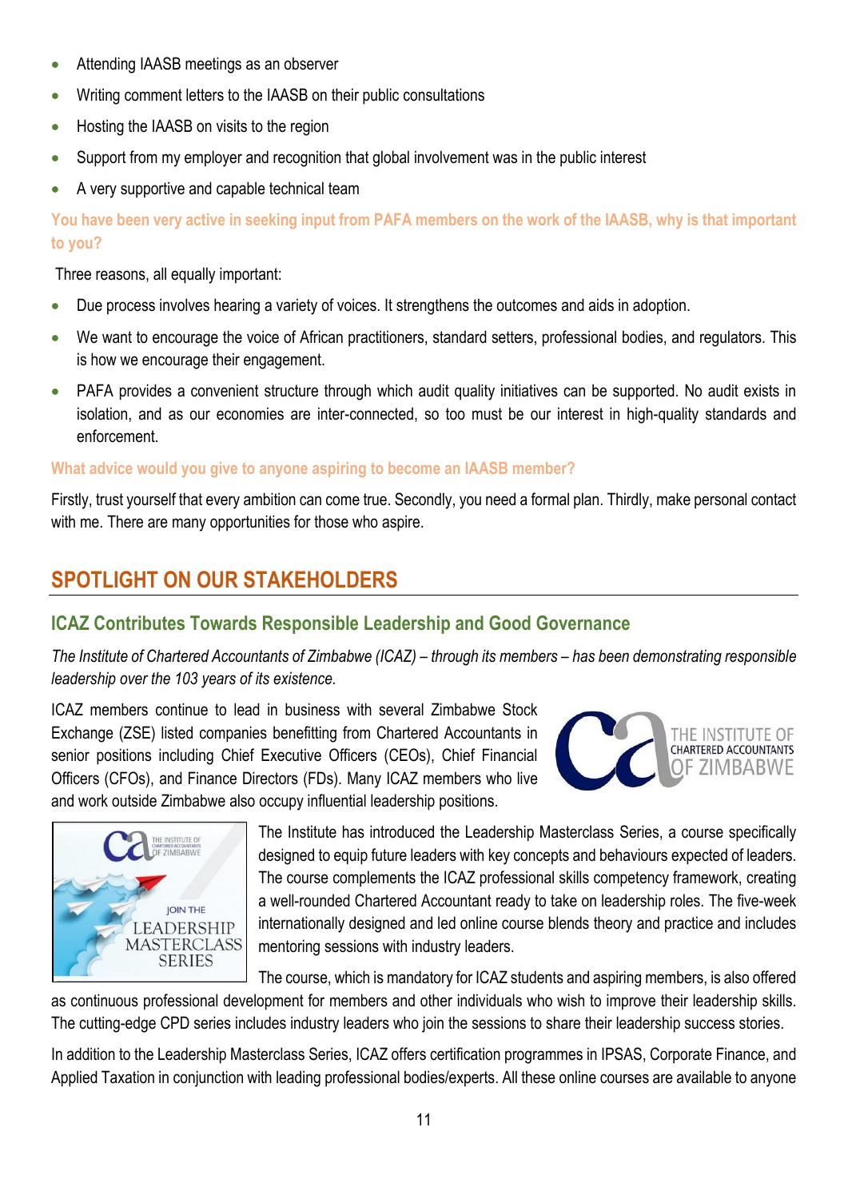- Attending IAASB meetings as an observer
- Writing comment letters to the IAASB on their public consultations
- Hosting the IAASB on visits to the region
- Support from my employer and recognition that global involvement was in the public interest
- A very supportive and capable technical team

**You have been very active in seeking input from PAFA members on the work of the IAASB, why is that important to you?**

Three reasons, all equally important:

- Due process involves hearing a variety of voices. It strengthens the outcomes and aids in adoption.
- We want to encourage the voice of African practitioners, standard setters, professional bodies, and regulators. This is how we encourage their engagement.
- PAFA provides a convenient structure through which audit quality initiatives can be supported. No audit exists in isolation, and as our economies are inter-connected, so too must be our interest in high-quality standards and enforcement.

**What advice would you give to anyone aspiring to become an IAASB member?**

Firstly, trust yourself that every ambition can come true. Secondly, you need a formal plan. Thirdly, make personal contact with me. There are many opportunities for those who aspire.

## SPOTLIGHT ON OUR STAKEHOLDERS

### ICAZ Contributes Towards Responsible Leadership and Good Governance

*The Institute of Chartered Accountants of Zimbabwe (ICAZ) – through its members – has been demonstrating responsible leadership over the 103 years of its existence.*

ICAZ members continue to lead in business with several Zimbabwe Stock Exchange (ZSE) listed companies benefitting from Chartered Accountants in senior positions including Chief Executive Officers (CEOs), Chief Financial Officers (CFOs), and Finance Directors (FDs). Many ICAZ members who live and work outside Zimbabwe also occupy influential leadership positions.

The Institute has introduced the Leadership Masterclass Series, a course specifically designed to equip future leaders with key concepts and behaviours expected of leaders. The course complements the ICAZ professional skills competency framework, creating a well-rounded Chartered Accountant ready to take on leadership roles. The five-week internationally designed and led online course blends theory and practice and includes mentoring sessions with industry leaders.

The course, which is mandatory for ICAZ students and aspiring members, is also offered as continuous professional development for members and other individuals who wish to improve their leadership skills. The cutting-edge CPD series includes industry leaders who join the sessions to share their leadership success stories.

In addition to the Leadership Masterclass Series, ICAZ offers certification programmes in IPSAS, Corporate Finance, and Applied Taxation in conjunction with leading professional bodies/experts. All these online courses are available to anyone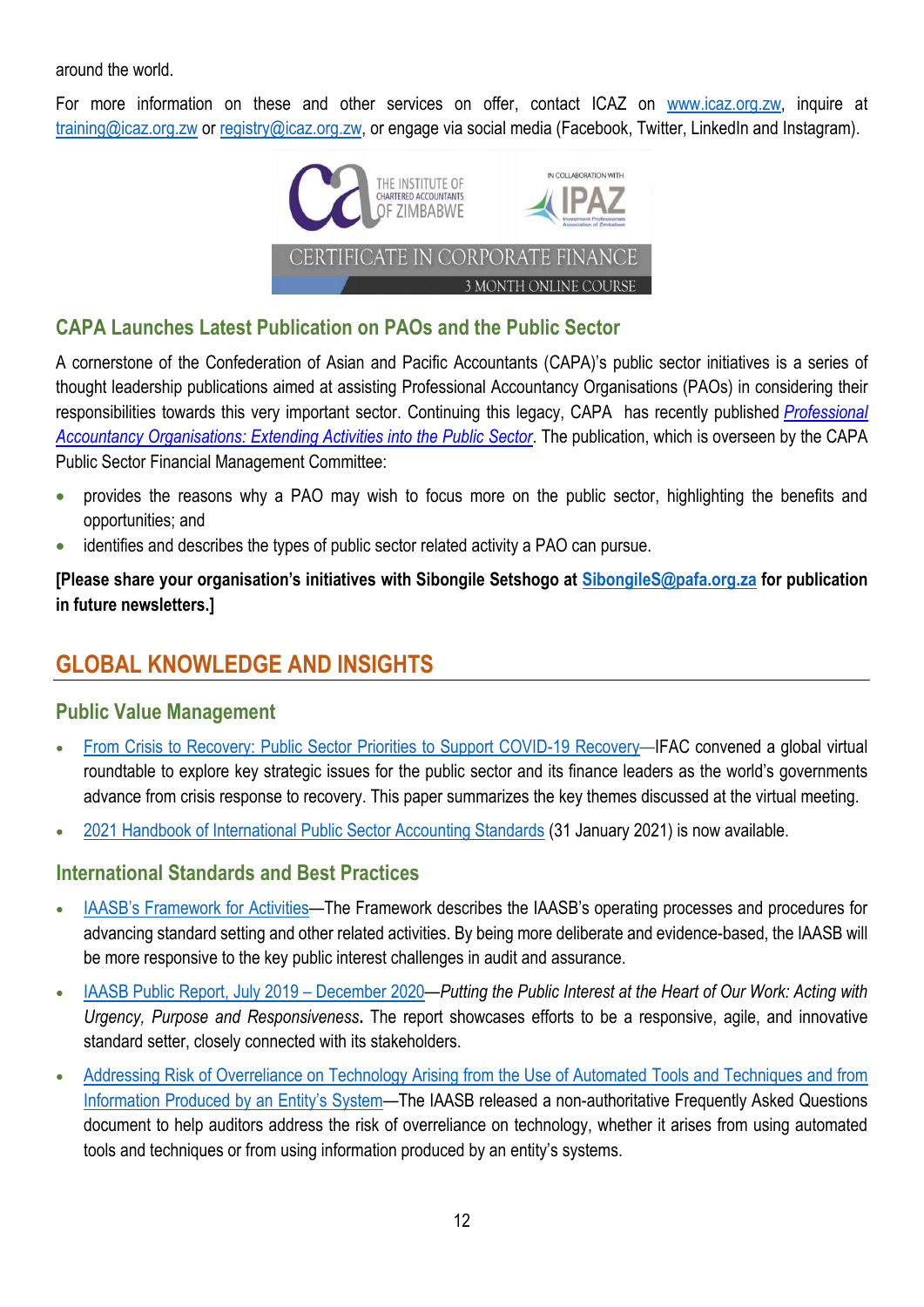around the world.

For more information on these and other services on offer, contact ICAZ on www.icaz.org.zw, inquire at training@icaz.org.zw or registry@icaz.org.zw, or engage via social media (Facebook, Twitter, LinkedIn and Instagram).

## CAPA Launches Latest Publication on PAOs and the Public Sector

A cornerstone of the Confederation of Asian and Pacific Accountants (CAPA)'s public sector initiatives is a series of thought leadership publications aimed at assisting Professional Accountancy Organisations (PAOs) in considering their responsibilities towards this very important sector. Continuing this legacy, CAPA has recently published *Professional Accountancy Organisations: Extending Activities into the Public Sector*. The publication, which is overseen by the CAPA Public Sector Financial Management Committee:

- provides the reasons why a PAO may wish to focus more on the public sector, highlighting the benefits and opportunities; and
- identifies and describes the types of public sector related activity a PAO can pursue.

**[Please share your organisation's initiatives with Sibongile Setshogo at SibongileS@pafa.org.za for publication in future newsletters.]**

# GLOBAL KNOWLEDGE AND INSIGHTS

## Public Value Management

- From Crisis to Recovery: Public Sector Priorities to Support COVID-19 Recovery—IFAC convened a global virtual roundtable to explore key strategic issues for the public sector and its finance leaders as the world's governments advance from crisis response to recovery. This paper summarizes the key themes discussed at the virtual meeting.
- 2021 Handbook of International Public Sector Accounting Standards (31 January 2021) is now available.

## International Standards and Best Practices

- IAASB's Framework for Activities—The Framework describes the IAASB's operating processes and procedures for advancing standard setting and other related activities. By being more deliberate and evidence-based, the IAASB will be more responsive to the key public interest challenges in audit and assurance.
- IAASB Public Report, July 2019 – December 2020—*Putting the Public Interest at the Heart of Our Work: Acting with Urgency, Purpose and Responsiveness***.** The report showcases efforts to be a responsive, agile, and innovative standard setter, closely connected with its stakeholders.
- Addressing Risk of Overreliance on Technology Arising from the Use of Automated Tools and Techniques and from Information Produced by an Entity's System—The IAASB released a non-authoritative Frequently Asked Questions document to help auditors address the risk of overreliance on technology, whether it arises from using automated tools and techniques or from using information produced by an entity's systems.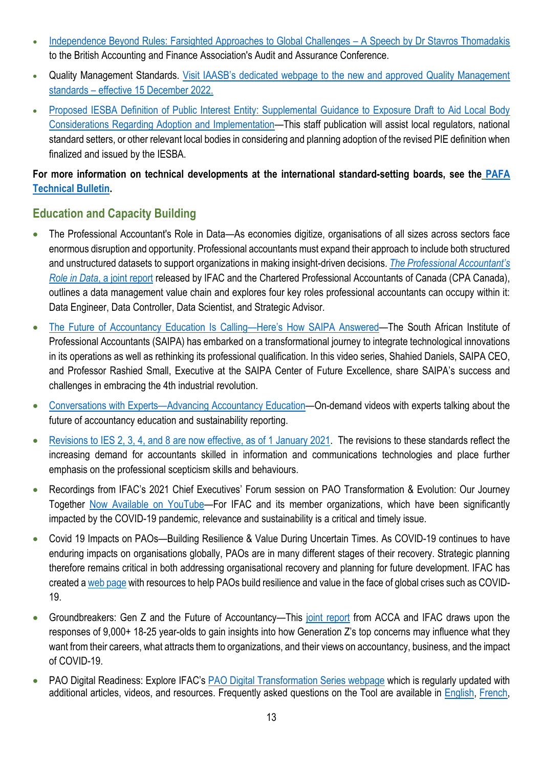- Independence Beyond Rules: Farsighted Approaches to Global Challenges – A Speech by Dr Stavros Thomadakis to the British Accounting and Finance Association's Audit and Assurance Conference.
- Quality Management Standards. Visit IAASB's dedicated webpage to the new and approved Quality Management standards – effective 15 December 2022.
- Proposed IESBA Definition of Public Interest Entity: Supplemental Guidance to Exposure Draft to Aid Local Body Considerations Regarding Adoption and Implementation—This staff publication will assist local regulators, national standard setters, or other relevant local bodies in considering and planning adoption of the revised PIE definition when finalized and issued by the IESBA.

**For more information on technical developments at the international standard-setting boards, see the PAFA Technical Bulletin.**

## Education and Capacity Building

- The Professional Accountant's Role in Data—As economies digitize, organisations of all sizes across sectors face enormous disruption and opportunity. Professional accountants must expand their approach to include both structured and unstructured datasets to support organizations in making insight-driven decisions. *The Professional Accountant's Role in Data*, a joint report released by IFAC and the Chartered Professional Accountants of Canada (CPA Canada), outlines a data management value chain and explores four key roles professional accountants can occupy within it: Data Engineer, Data Controller, Data Scientist, and Strategic Advisor.
- The Future of Accountancy Education Is Calling—Here's How SAIPA Answered—The South African Institute of Professional Accountants (SAIPA) has embarked on a transformational journey to integrate technological innovations in its operations as well as rethinking its professional qualification. In this video series, Shahied Daniels, SAIPA CEO, and Professor Rashied Small, Executive at the SAIPA Center of Future Excellence, share SAIPA's success and challenges in embracing the 4th industrial revolution.
- Conversations with Experts—Advancing Accountancy Education—On-demand videos with experts talking about the future of accountancy education and sustainability reporting.
- Revisions to IES 2, 3, 4, and 8 are now effective, as of 1 January 2021. The revisions to these standards reflect the increasing demand for accountants skilled in information and communications technologies and place further emphasis on the professional scepticism skills and behaviours.
- Recordings from IFAC's 2021 Chief Executives' Forum session on PAO Transformation & Evolution: Our Journey Together Now Available on YouTube—For IFAC and its member organizations, which have been significantly impacted by the COVID-19 pandemic, relevance and sustainability is a critical and timely issue.
- Covid 19 Impacts on PAOs—Building Resilience & Value During Uncertain Times. As COVID-19 continues to have enduring impacts on organisations globally, PAOs are in many different stages of their recovery. Strategic planning therefore remains critical in both addressing organisational recovery and planning for future development. IFAC has created a web page with resources to help PAOs build resilience and value in the face of global crises such as COVID-19.
- Groundbreakers: Gen Z and the Future of Accountancy—This joint report from ACCA and IFAC draws upon the responses of 9,000+ 18-25 year-olds to gain insights into how Generation Z's top concerns may influence what they want from their careers, what attracts them to organizations, and their views on accountancy, business, and the impact of COVID-19.
- PAO Digital Readiness: Explore IFAC's PAO Digital Transformation Series webpage which is regularly updated with additional articles, videos, and resources. Frequently asked questions on the Tool are available in English, French,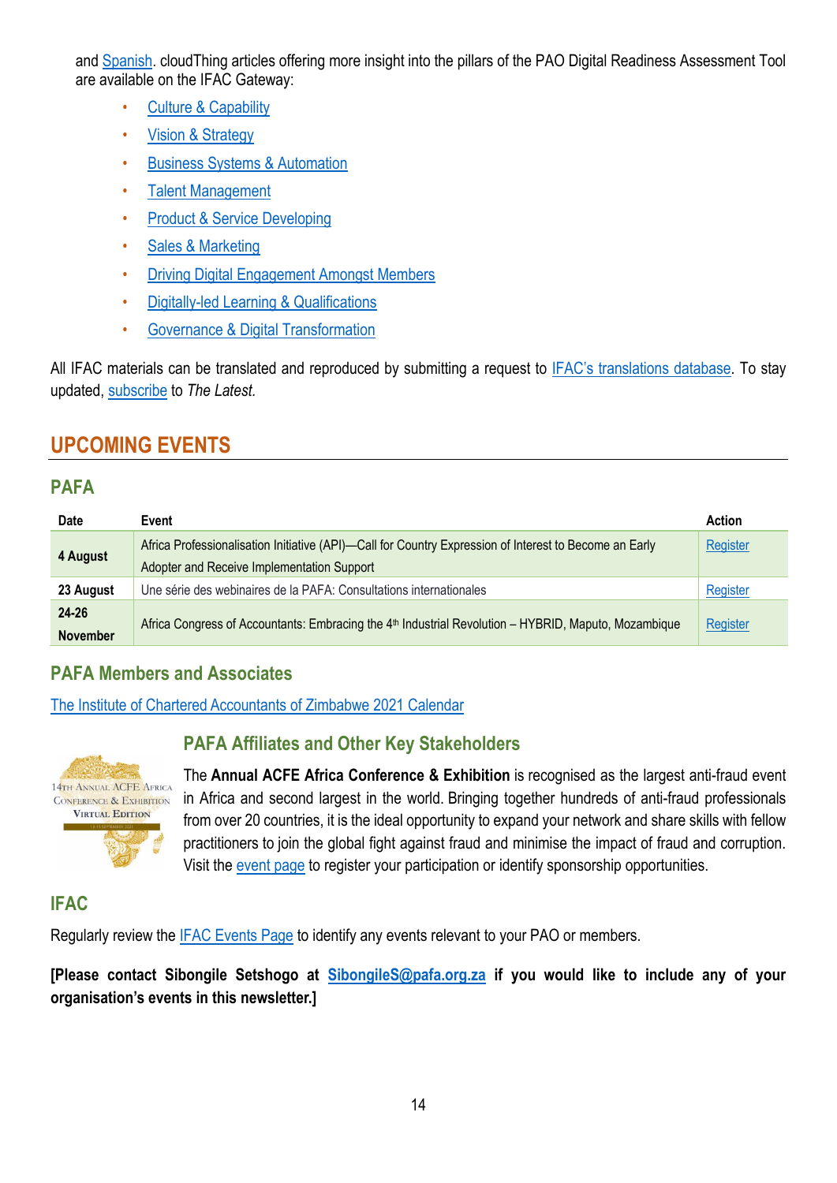and Spanish. cloudThing articles offering more insight into the pillars of the PAO Digital Readiness Assessment Tool are available on the IFAC Gateway:

- Culture & Capability
- Vision & Strategy
- Business Systems & Automation
- Talent Management
- Product & Service Developing
- Sales & Marketing
- Driving Digital Engagement Amongst Members
- Digitally-led Learning & Qualifications
- Governance & Digital Transformation

All IFAC materials can be translated and reproduced by submitting a request to IFAC's translations database. To stay updated, subscribe to *The Latest*.

## UPCOMING EVENTS

### PAFA

| Date | Event | Action |
|---|---|---|
| **4 August** | Africa Professionalisation Initiative (API)—Call for Country Expression of Interest to Become an Early Adopter and Receive Implementation Support | Register |
| **23 August** | Une série des webinaires de la PAFA: Consultations internationales | Register |
| **24-26 November** | Africa Congress of Accountants: Embracing the 4th Industrial Revolution – HYBRID, Maputo, Mozambique | Register |

### PAFA Members and Associates

The Institute of Chartered Accountants of Zimbabwe 2021 Calendar

### PAFA Affiliates and Other Key Stakeholders

The **Annual ACFE Africa Conference & Exhibition** is recognised as the largest anti-fraud event in Africa and second largest in the world. Bringing together hundreds of anti-fraud professionals from over 20 countries, it is the ideal opportunity to expand your network and share skills with fellow practitioners to join the global fight against fraud and minimise the impact of fraud and corruption. Visit the event page to register your participation or identify sponsorship opportunities.

### IFAC

Regularly review the IFAC Events Page to identify any events relevant to your PAO or members.

**[Please contact Sibongile Setshogo at SibongileS@pafa.org.za if you would like to include any of your organisation's events in this newsletter.]**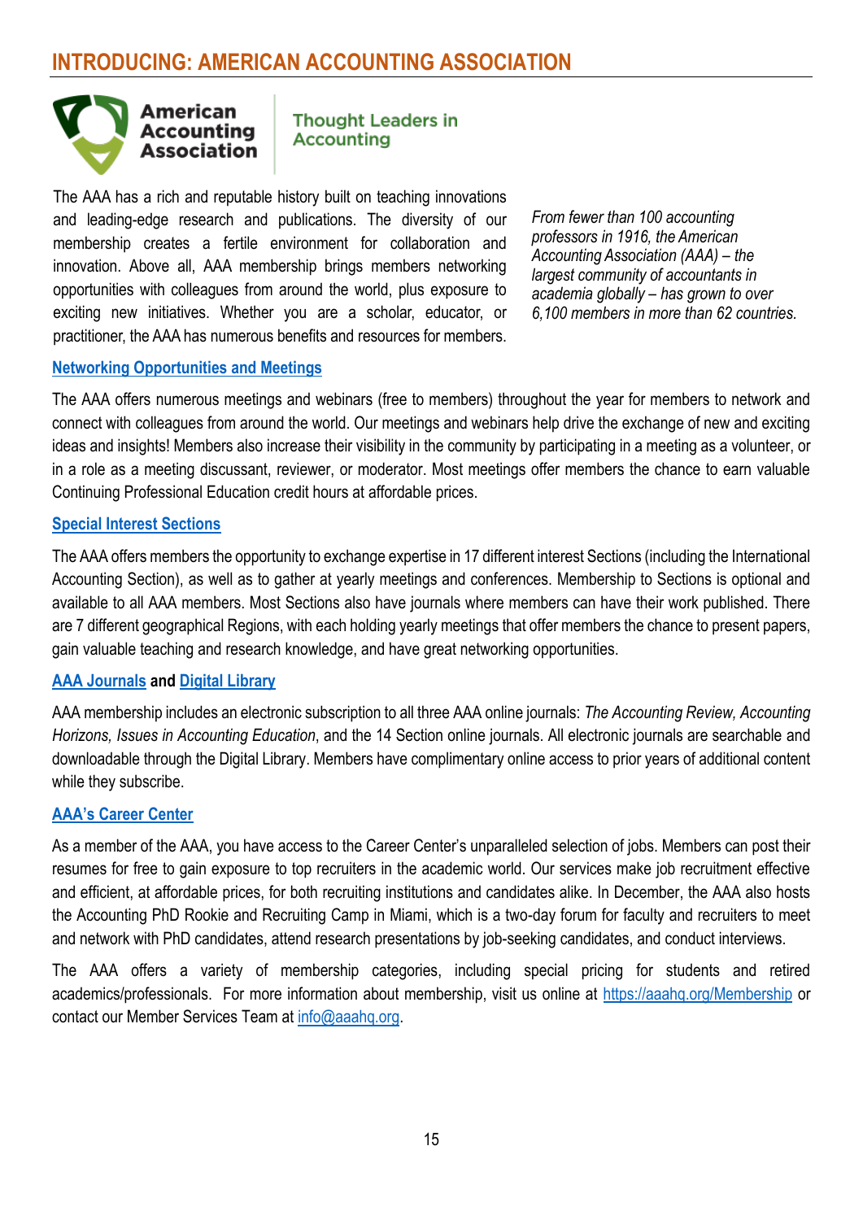# INTRODUCING: AMERICAN ACCOUNTING ASSOCIATION

American Accounting Association | Thought Leaders in Accounting

The AAA has a rich and reputable history built on teaching innovations and leading-edge research and publications. The diversity of our membership creates a fertile environment for collaboration and innovation. Above all, AAA membership brings members networking opportunities with colleagues from around the world, plus exposure to exciting new initiatives. Whether you are a scholar, educator, or practitioner, the AAA has numerous benefits and resources for members.

*From fewer than 100 accounting professors in 1916, the American Accounting Association (AAA) – the largest community of accountants in academia globally – has grown to over 6,100 members in more than 62 countries.*

## Networking Opportunities and Meetings

The AAA offers numerous meetings and webinars (free to members) throughout the year for members to network and connect with colleagues from around the world. Our meetings and webinars help drive the exchange of new and exciting ideas and insights! Members also increase their visibility in the community by participating in a meeting as a volunteer, or in a role as a meeting discussant, reviewer, or moderator. Most meetings offer members the chance to earn valuable Continuing Professional Education credit hours at affordable prices.

## Special Interest Sections

The AAA offers members the opportunity to exchange expertise in 17 different interest Sections (including the International Accounting Section), as well as to gather at yearly meetings and conferences. Membership to Sections is optional and available to all AAA members. Most Sections also have journals where members can have their work published. There are 7 different geographical Regions, with each holding yearly meetings that offer members the chance to present papers, gain valuable teaching and research knowledge, and have great networking opportunities.

## AAA Journals and Digital Library

AAA membership includes an electronic subscription to all three AAA online journals: *The Accounting Review, Accounting Horizons, Issues in Accounting Education*, and the 14 Section online journals. All electronic journals are searchable and downloadable through the Digital Library. Members have complimentary online access to prior years of additional content while they subscribe.

## AAA's Career Center

As a member of the AAA, you have access to the Career Center's unparalleled selection of jobs. Members can post their resumes for free to gain exposure to top recruiters in the academic world. Our services make job recruitment effective and efficient, at affordable prices, for both recruiting institutions and candidates alike. In December, the AAA also hosts the Accounting PhD Rookie and Recruiting Camp in Miami, which is a two-day forum for faculty and recruiters to meet and network with PhD candidates, attend research presentations by job-seeking candidates, and conduct interviews.

The AAA offers a variety of membership categories, including special pricing for students and retired academics/professionals. For more information about membership, visit us online at https://aaahq.org/Membership or contact our Member Services Team at info@aaahq.org.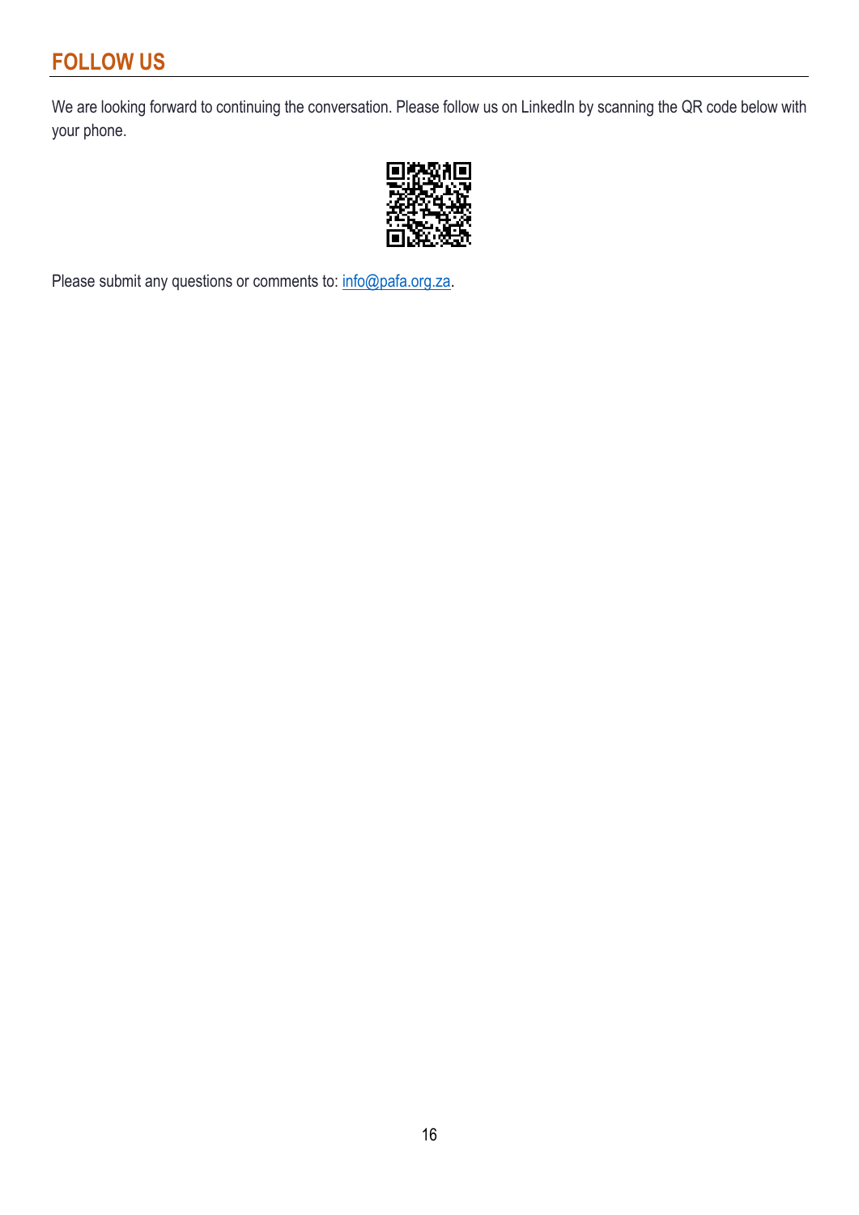## FOLLOW US

We are looking forward to continuing the conversation. Please follow us on LinkedIn by scanning the QR code below with your phone.

Please submit any questions or comments to: info@pafa.org.za.